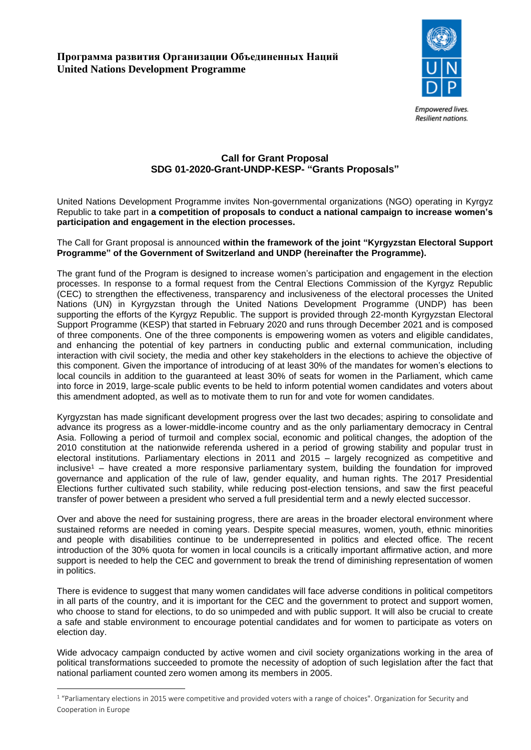**Программа развития Организации Объединенных Наций**
**United Nations Development Programme**

Empowered lives.
Resilient nations.

## Call for Grant Proposal
## SDG 01-2020-Grant-UNDP-KESP- "Grants Proposals"

United Nations Development Programme invites Non-governmental organizations (NGO) operating in Kyrgyz Republic to take part in **a competition of proposals to conduct a national campaign to increase women's participation and engagement in the election processes.**

The Call for Grant proposal is announced **within the framework of the joint "Kyrgyzstan Electoral Support Programme" of the Government of Switzerland and UNDP (hereinafter the Programme).**

The grant fund of the Program is designed to increase women's participation and engagement in the election processes. In response to a formal request from the Central Elections Commission of the Kyrgyz Republic (CEC) to strengthen the effectiveness, transparency and inclusiveness of the electoral processes the United Nations (UN) in Kyrgyzstan through the United Nations Development Programme (UNDP) has been supporting the efforts of the Kyrgyz Republic. The support is provided through 22-month Kyrgyzstan Electoral Support Programme (KESP) that started in February 2020 and runs through December 2021 and is composed of three components. One of the three components is empowering women as voters and eligible candidates, and enhancing the potential of key partners in conducting public and external communication, including interaction with civil society, the media and other key stakeholders in the elections to achieve the objective of this component. Given the importance of introducing of at least 30% of the mandates for women's elections to local councils in addition to the guaranteed at least 30% of seats for women in the Parliament, which came into force in 2019, large-scale public events to be held to inform potential women candidates and voters about this amendment adopted, as well as to motivate them to run for and vote for women candidates.

Kyrgyzstan has made significant development progress over the last two decades; aspiring to consolidate and advance its progress as a lower-middle-income country and as the only parliamentary democracy in Central Asia. Following a period of turmoil and complex social, economic and political changes, the adoption of the 2010 constitution at the nationwide referenda ushered in a period of growing stability and popular trust in electoral institutions. Parliamentary elections in 2011 and 2015 – largely recognized as competitive and inclusive[1] – have created a more responsive parliamentary system, building the foundation for improved governance and application of the rule of law, gender equality, and human rights. The 2017 Presidential Elections further cultivated such stability, while reducing post-election tensions, and saw the first peaceful transfer of power between a president who served a full presidential term and a newly elected successor.

Over and above the need for sustaining progress, there are areas in the broader electoral environment where sustained reforms are needed in coming years. Despite special measures, women, youth, ethnic minorities and people with disabilities continue to be underrepresented in politics and elected office. The recent introduction of the 30% quota for women in local councils is a critically important affirmative action, and more support is needed to help the CEC and government to break the trend of diminishing representation of women in politics.

There is evidence to suggest that many women candidates will face adverse conditions in political competitors in all parts of the country, and it is important for the CEC and the government to protect and support women, who choose to stand for elections, to do so unimpeded and with public support. It will also be crucial to create a safe and stable environment to encourage potential candidates and for women to participate as voters on election day.

Wide advocacy campaign conducted by active women and civil society organizations working in the area of political transformations succeeded to promote the necessity of adoption of such legislation after the fact that national parliament counted zero women among its members in 2005.

---

[1] "Parliamentary elections in 2015 were competitive and provided voters with a range of choices". Organization for Security and Cooperation in Europe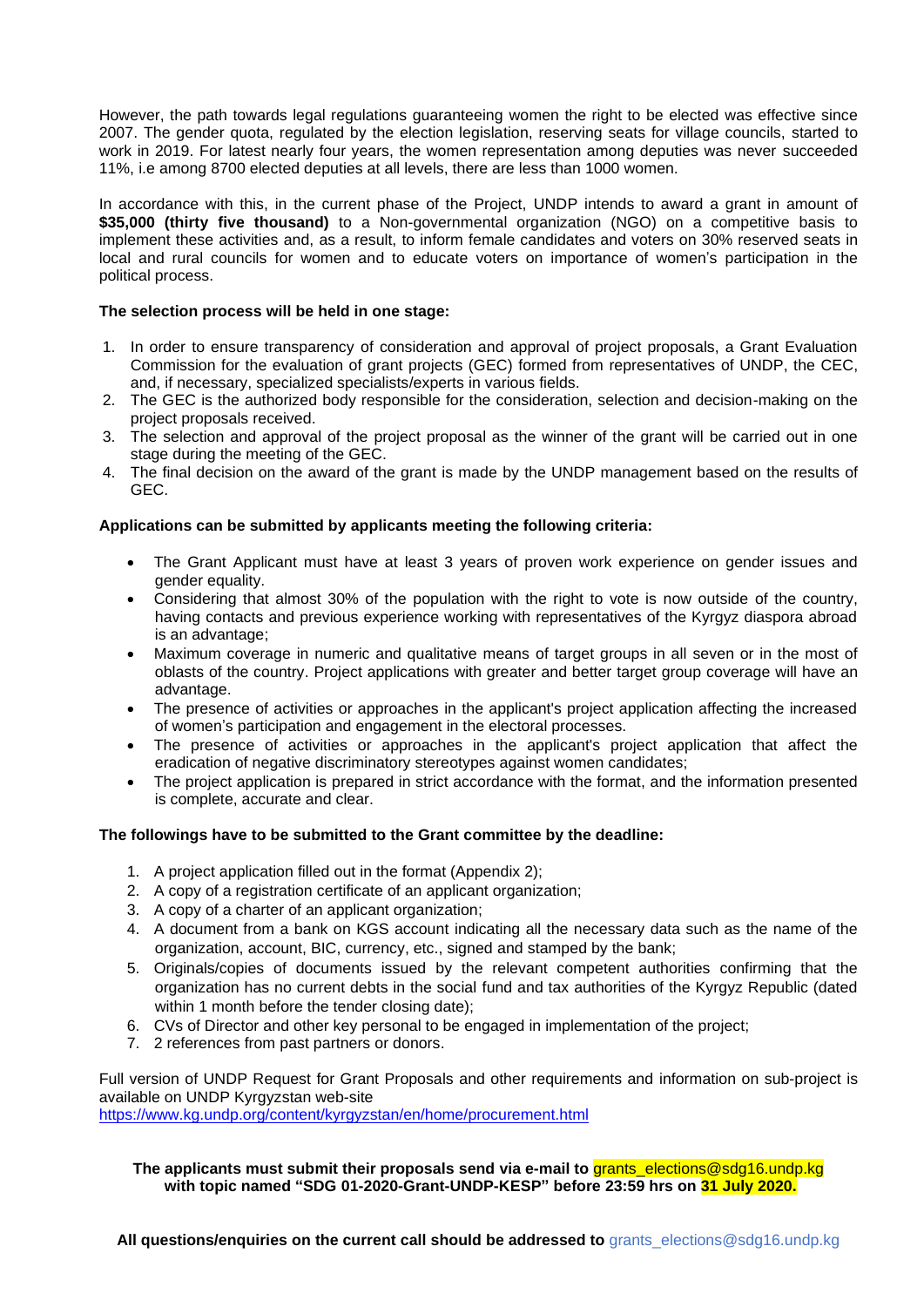However, the path towards legal regulations guaranteeing women the right to be elected was effective since 2007. The gender quota, regulated by the election legislation, reserving seats for village councils, started to work in 2019. For latest nearly four years, the women representation among deputies was never succeeded 11%, i.e among 8700 elected deputies at all levels, there are less than 1000 women.

In accordance with this, in the current phase of the Project, UNDP intends to award a grant in amount of **$35,000 (thirty five thousand)** to a Non-governmental organization (NGO) on a competitive basis to implement these activities and, as a result, to inform female candidates and voters on 30% reserved seats in local and rural councils for women and to educate voters on importance of women's participation in the political process.

**The selection process will be held in one stage:**

1. In order to ensure transparency of consideration and approval of project proposals, a Grant Evaluation Commission for the evaluation of grant projects (GEC) formed from representatives of UNDP, the CEC, and, if necessary, specialized specialists/experts in various fields.
2. The GEC is the authorized body responsible for the consideration, selection and decision-making on the project proposals received.
3. The selection and approval of the project proposal as the winner of the grant will be carried out in one stage during the meeting of the GEC.
4. The final decision on the award of the grant is made by the UNDP management based on the results of GEC.

**Applications can be submitted by applicants meeting the following criteria:**

- The Grant Applicant must have at least 3 years of proven work experience on gender issues and gender equality.
- Considering that almost 30% of the population with the right to vote is now outside of the country, having contacts and previous experience working with representatives of the Kyrgyz diaspora abroad is an advantage;
- Maximum coverage in numeric and qualitative means of target groups in all seven or in the most of oblasts of the country. Project applications with greater and better target group coverage will have an advantage.
- The presence of activities or approaches in the applicant's project application affecting the increased of women's participation and engagement in the electoral processes.
- The presence of activities or approaches in the applicant's project application that affect the eradication of negative discriminatory stereotypes against women candidates;
- The project application is prepared in strict accordance with the format, and the information presented is complete, accurate and clear.

**The followings have to be submitted to the Grant committee by the deadline:**

1. A project application filled out in the format (Appendix 2);
2. A copy of a registration certificate of an applicant organization;
3. A copy of a charter of an applicant organization;
4. A document from a bank on KGS account indicating all the necessary data such as the name of the organization, account, BIC, currency, etc., signed and stamped by the bank;
5. Originals/copies of documents issued by the relevant competent authorities confirming that the organization has no current debts in the social fund and tax authorities of the Kyrgyz Republic (dated within 1 month before the tender closing date);
6. CVs of Director and other key personal to be engaged in implementation of the project;
7. 2 references from past partners or donors.

Full version of UNDP Request for Grant Proposals and other requirements and information on sub-project is available on UNDP Kyrgyzstan web-site
https://www.kg.undp.org/content/kyrgyzstan/en/home/procurement.html

**The applicants must submit their proposals send via e-mail to grants_elections@sdg16.undp.kg with topic named "SDG 01-2020-Grant-UNDP-KESP" before 23:59 hrs on 31 July 2020.**

**All questions/enquiries on the current call should be addressed to** grants_elections@sdg16.undp.kg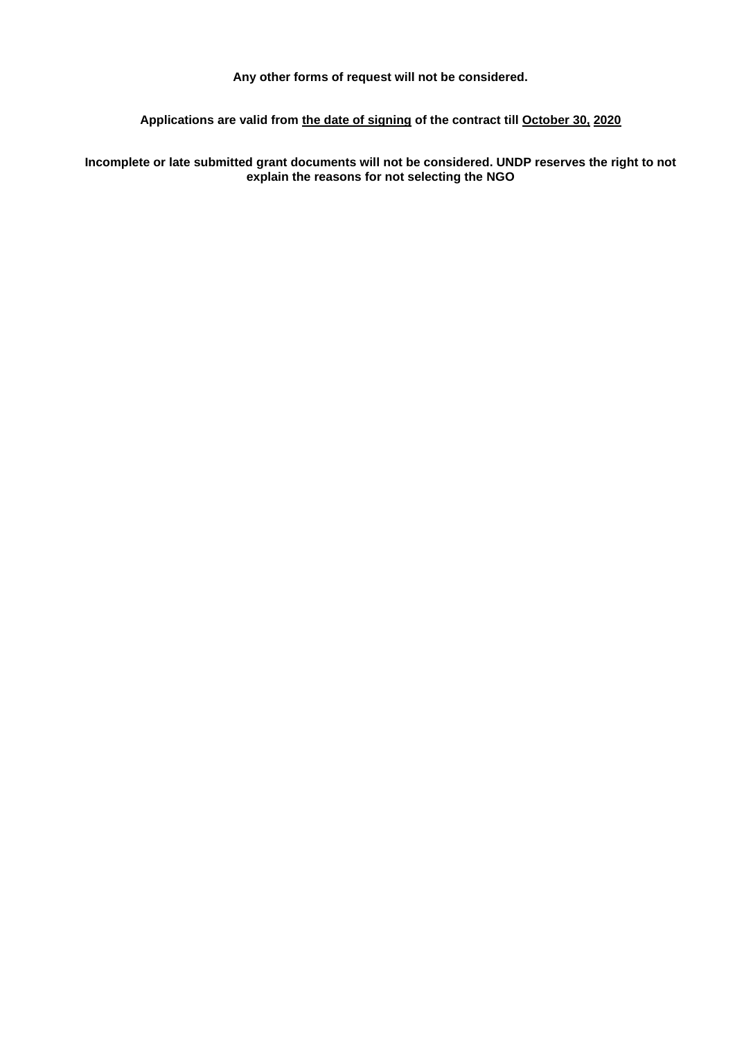**Any other forms of request will not be considered.**

**Applications are valid from <u>the date of signing</u> of the contract till <u>October 30, 2020</u>**

**Incomplete or late submitted grant documents will not be considered. UNDP reserves the right to not explain the reasons for not selecting the NGO**